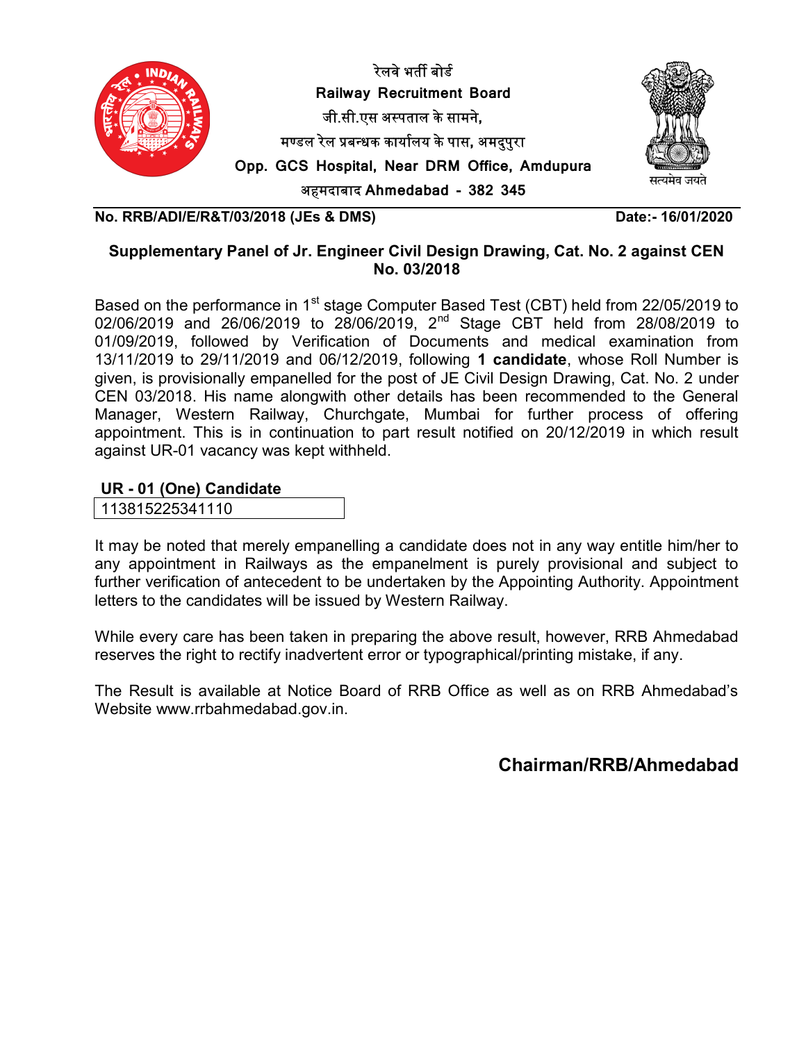रेलवे भर्ती बोर्ड

**Railway Recruitment Board**

जी.सी.एस अस्पताल के सामने,

मण्डल रेल प्रबन्धक कार्यालय के पास, अमदुपुरा

**Opp. GCS Hospital, Near DRM Office, Amdupura**

अहमदाबाद **Ahmedabad - 382 345**

सत्यमेव जयते

**No. RRB/ADI/E/R&T/03/2018 (JEs & DMS)** **Date:- 16/01/2020**

## Supplementary Panel of Jr. Engineer Civil Design Drawing, Cat. No. 2 against CEN No. 03/2018

Based on the performance in 1st stage Computer Based Test (CBT) held from 22/05/2019 to 02/06/2019 and 26/06/2019 to 28/06/2019, 2nd Stage CBT held from 28/08/2019 to 01/09/2019, followed by Verification of Documents and medical examination from 13/11/2019 to 29/11/2019 and 06/12/2019, following **1 candidate**, whose Roll Number is given, is provisionally empanelled for the post of JE Civil Design Drawing, Cat. No. 2 under CEN 03/2018. His name alongwith other details has been recommended to the General Manager, Western Railway, Churchgate, Mumbai for further process of offering appointment. This is in continuation to part result notified on 20/12/2019 in which result against UR-01 vacancy was kept withheld.

**UR - 01 (One) Candidate**

| 113815225341110 |
|---|

It may be noted that merely empanelling a candidate does not in any way entitle him/her to any appointment in Railways as the empanelment is purely provisional and subject to further verification of antecedent to be undertaken by the Appointing Authority. Appointment letters to the candidates will be issued by Western Railway.

While every care has been taken in preparing the above result, however, RRB Ahmedabad reserves the right to rectify inadvertent error or typographical/printing mistake, if any.

The Result is available at Notice Board of RRB Office as well as on RRB Ahmedabad's Website www.rrbahmedabad.gov.in.

**Chairman/RRB/Ahmedabad**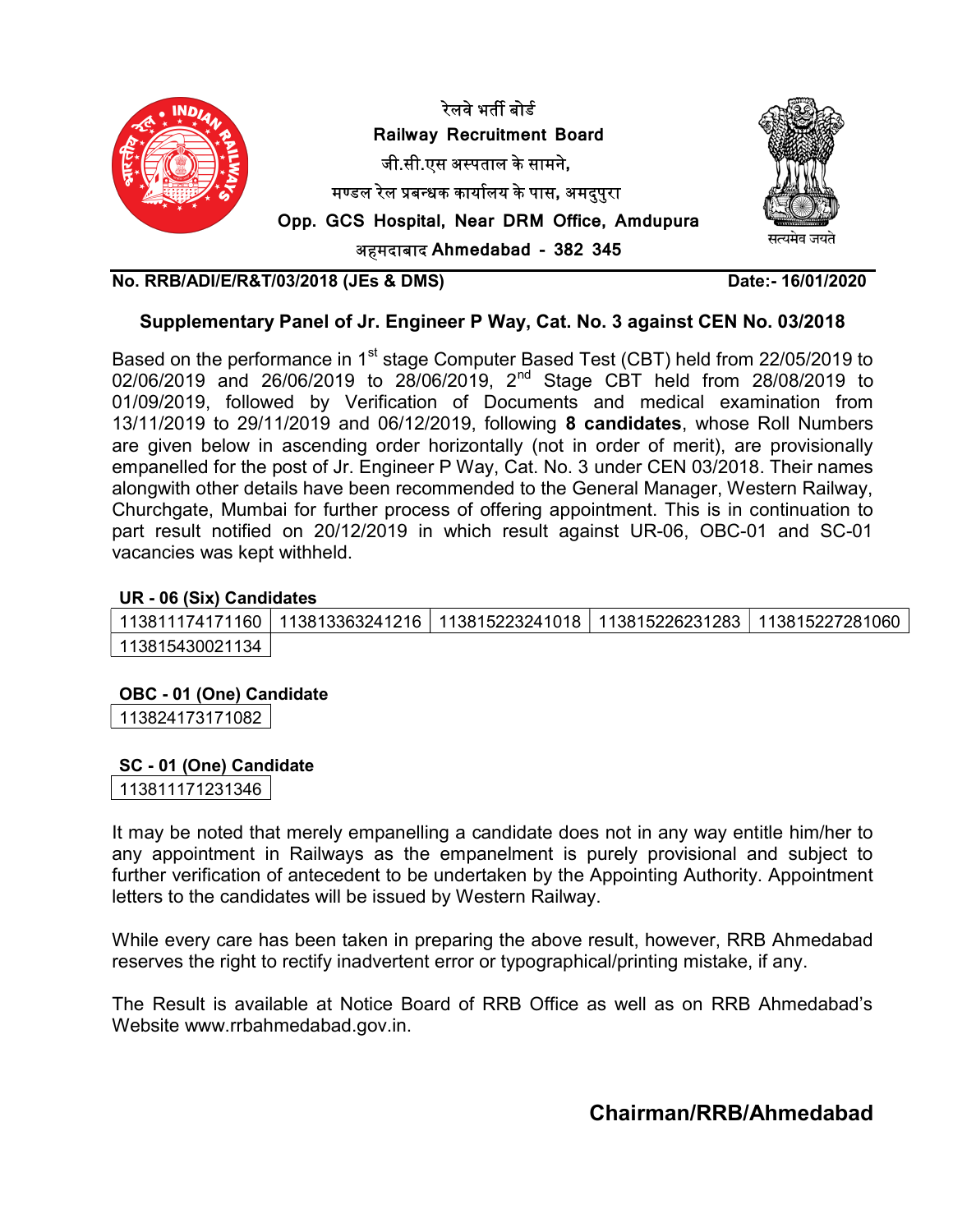रेलवे भर्ती बोर्ड

**Railway Recruitment Board**

जी.सी.एस अस्पताल के सामने,

मण्डल रेल प्रबन्धक कार्यालय के पास, अमदुपुरा

**Opp. GCS Hospital, Near DRM Office, Amdupura**

अहमदाबाद **Ahmedabad - 382 345**

सत्यमेव जयते

**No. RRB/ADI/E/R&T/03/2018 (JEs & DMS)** **Date:- 16/01/2020**

## Supplementary Panel of Jr. Engineer P Way, Cat. No. 3 against CEN No. 03/2018

Based on the performance in 1st stage Computer Based Test (CBT) held from 22/05/2019 to 02/06/2019 and 26/06/2019 to 28/06/2019, 2nd Stage CBT held from 28/08/2019 to 01/09/2019, followed by Verification of Documents and medical examination from 13/11/2019 to 29/11/2019 and 06/12/2019, following **8 candidates**, whose Roll Numbers are given below in ascending order horizontally (not in order of merit), are provisionally empanelled for the post of Jr. Engineer P Way, Cat. No. 3 under CEN 03/2018. Their names alongwith other details have been recommended to the General Manager, Western Railway, Churchgate, Mumbai for further process of offering appointment. This is in continuation to part result notified on 20/12/2019 in which result against UR-06, OBC-01 and SC-01 vacancies was kept withheld.

**UR - 06 (Six) Candidates**

| | | | | |
|---|---|---|---|---|
| 113811174171160 | 113813363241216 | 113815223241018 | 113815226231283 | 113815227281060 |
| 113815430021134 | | | | |

**OBC - 01 (One) Candidate**

| |
|---|
| 113824173171082 |

**SC - 01 (One) Candidate**

| |
|---|
| 113811171231346 |

It may be noted that merely empanelling a candidate does not in any way entitle him/her to any appointment in Railways as the empanelment is purely provisional and subject to further verification of antecedent to be undertaken by the Appointing Authority. Appointment letters to the candidates will be issued by Western Railway.

While every care has been taken in preparing the above result, however, RRB Ahmedabad reserves the right to rectify inadvertent error or typographical/printing mistake, if any.

The Result is available at Notice Board of RRB Office as well as on RRB Ahmedabad's Website www.rrbahmedabad.gov.in.

**Chairman/RRB/Ahmedabad**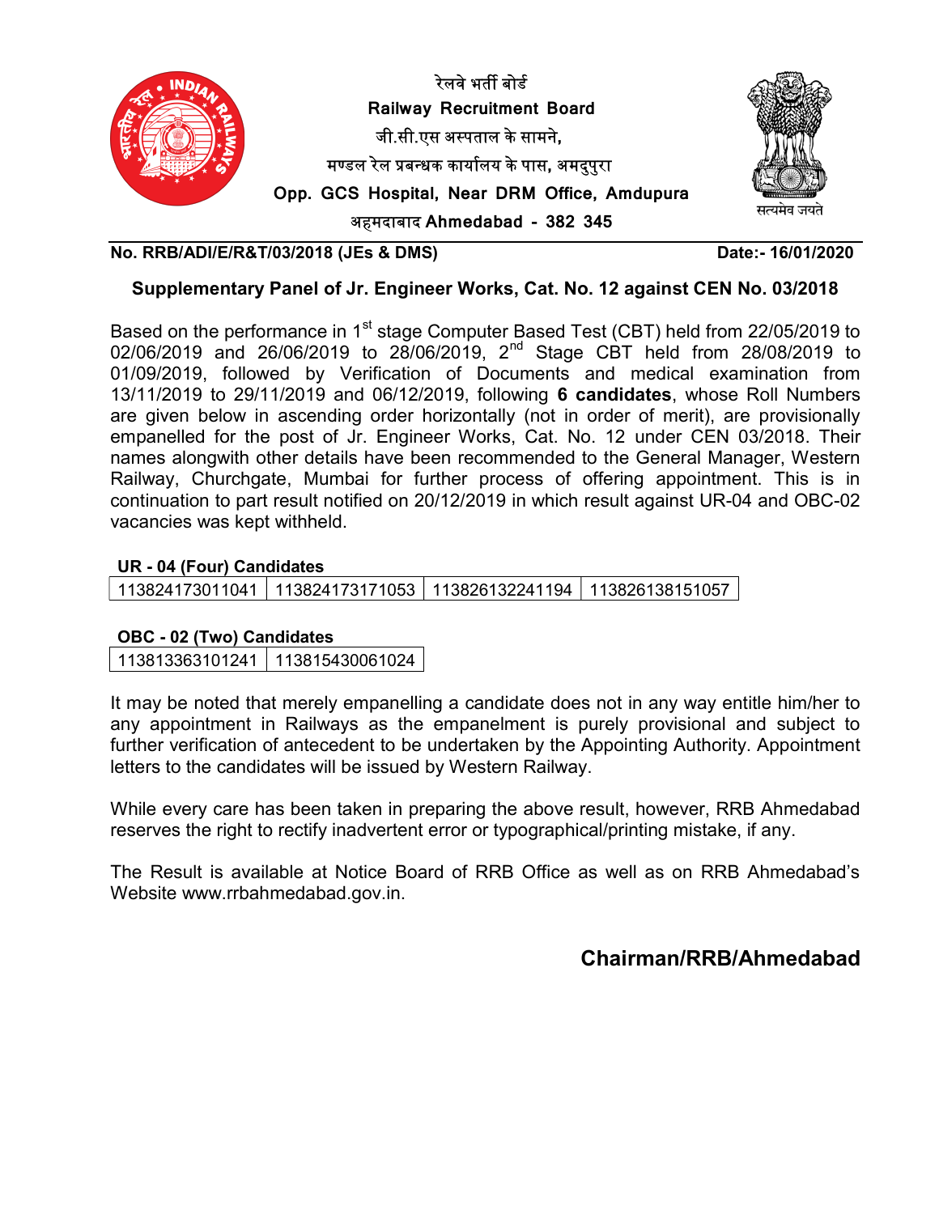रेलवे भर्ती बोर्ड

**Railway Recruitment Board**

जी.सी.एस अस्पताल के सामने,

मण्डल रेल प्रबन्धक कार्यालय के पास, अमदुपुरा

**Opp. GCS Hospital, Near DRM Office, Amdupura**

अहमदाबाद **Ahmedabad - 382 345**

सत्यमेव जयते

**No. RRB/ADI/E/R&T/03/2018 (JEs & DMS)** **Date:- 16/01/2020**

## Supplementary Panel of Jr. Engineer Works, Cat. No. 12 against CEN No. 03/2018

Based on the performance in 1st stage Computer Based Test (CBT) held from 22/05/2019 to 02/06/2019 and 26/06/2019 to 28/06/2019, 2nd Stage CBT held from 28/08/2019 to 01/09/2019, followed by Verification of Documents and medical examination from 13/11/2019 to 29/11/2019 and 06/12/2019, following **6 candidates**, whose Roll Numbers are given below in ascending order horizontally (not in order of merit), are provisionally empanelled for the post of Jr. Engineer Works, Cat. No. 12 under CEN 03/2018. Their names alongwith other details have been recommended to the General Manager, Western Railway, Churchgate, Mumbai for further process of offering appointment. This is in continuation to part result notified on 20/12/2019 in which result against UR-04 and OBC-02 vacancies was kept withheld.

**UR - 04 (Four) Candidates**

| 113824173011041 | 113824173171053 | 113826132241194 | 113826138151057 |
|---|---|---|---|

**OBC - 02 (Two) Candidates**

| 113813363101241 | 113815430061024 |
|---|---|

It may be noted that merely empanelling a candidate does not in any way entitle him/her to any appointment in Railways as the empanelment is purely provisional and subject to further verification of antecedent to be undertaken by the Appointing Authority. Appointment letters to the candidates will be issued by Western Railway.

While every care has been taken in preparing the above result, however, RRB Ahmedabad reserves the right to rectify inadvertent error or typographical/printing mistake, if any.

The Result is available at Notice Board of RRB Office as well as on RRB Ahmedabad's Website www.rrbahmedabad.gov.in.

**Chairman/RRB/Ahmedabad**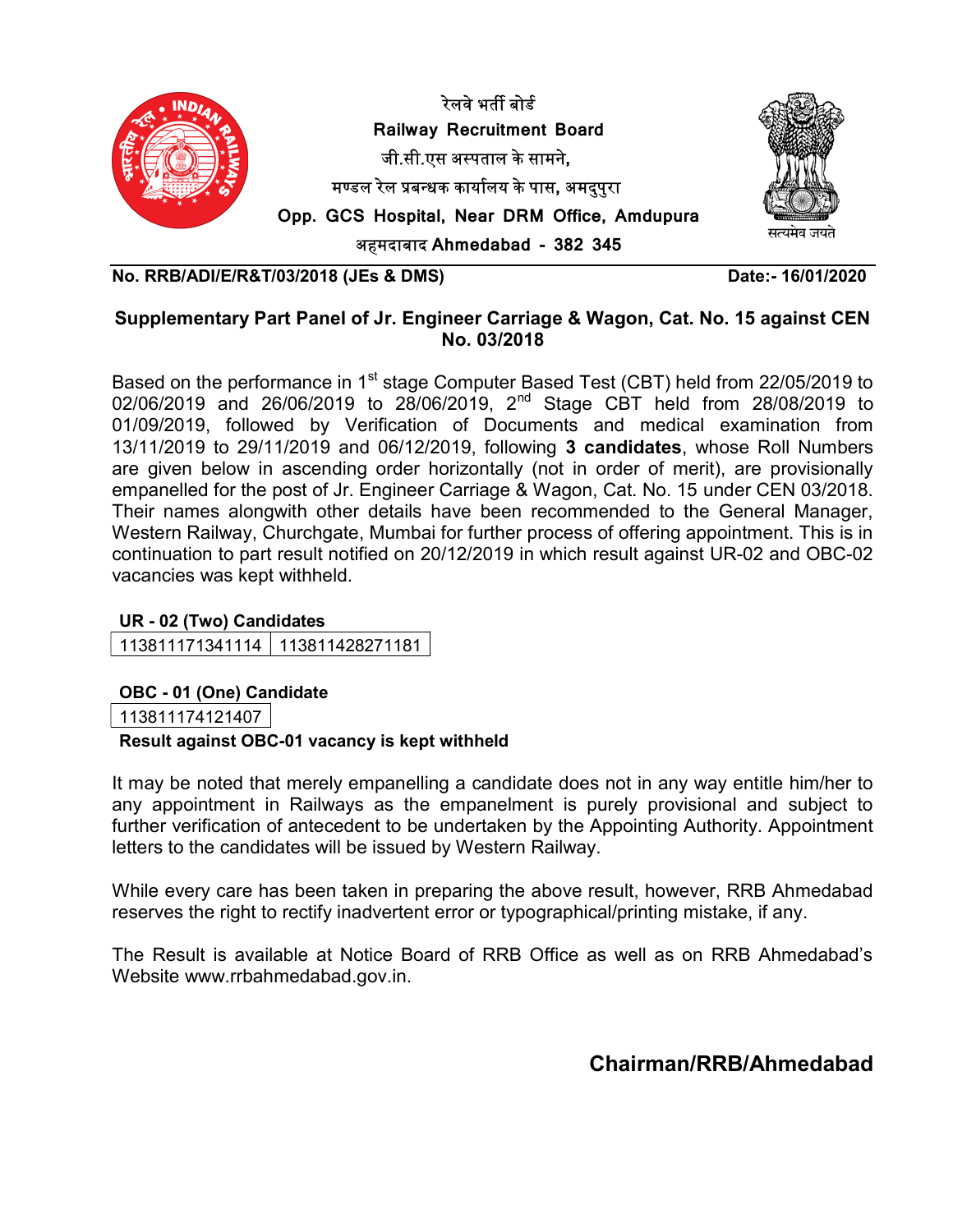रेलवे भर्ती बोर्ड

**Railway Recruitment Board**

जी.सी.एस अस्पताल के सामने,

मण्डल रेल प्रबन्धक कार्यालय के पास, अमदुपुरा

**Opp. GCS Hospital, Near DRM Office, Amdupura**

अहमदाबाद **Ahmedabad - 382 345**

सत्यमेव जयते

**No. RRB/ADI/E/R&T/03/2018 (JEs & DMS)** **Date:- 16/01/2020**

**Supplementary Part Panel of Jr. Engineer Carriage & Wagon, Cat. No. 15 against CEN No. 03/2018**

Based on the performance in 1st stage Computer Based Test (CBT) held from 22/05/2019 to 02/06/2019 and 26/06/2019 to 28/06/2019, 2nd Stage CBT held from 28/08/2019 to 01/09/2019, followed by Verification of Documents and medical examination from 13/11/2019 to 29/11/2019 and 06/12/2019, following **3 candidates**, whose Roll Numbers are given below in ascending order horizontally (not in order of merit), are provisionally empanelled for the post of Jr. Engineer Carriage & Wagon, Cat. No. 15 under CEN 03/2018. Their names alongwith other details have been recommended to the General Manager, Western Railway, Churchgate, Mumbai for further process of offering appointment. This is in continuation to part result notified on 20/12/2019 in which result against UR-02 and OBC-02 vacancies was kept withheld.

**UR - 02 (Two) Candidates**

| 113811171341114 | 113811428271181 |
|---|---|

**OBC - 01 (One) Candidate**

| 113811174121407 |
|---|

**Result against OBC-01 vacancy is kept withheld**

It may be noted that merely empanelling a candidate does not in any way entitle him/her to any appointment in Railways as the empanelment is purely provisional and subject to further verification of antecedent to be undertaken by the Appointing Authority. Appointment letters to the candidates will be issued by Western Railway.

While every care has been taken in preparing the above result, however, RRB Ahmedabad reserves the right to rectify inadvertent error or typographical/printing mistake, if any.

The Result is available at Notice Board of RRB Office as well as on RRB Ahmedabad's Website www.rrbahmedabad.gov.in.

**Chairman/RRB/Ahmedabad**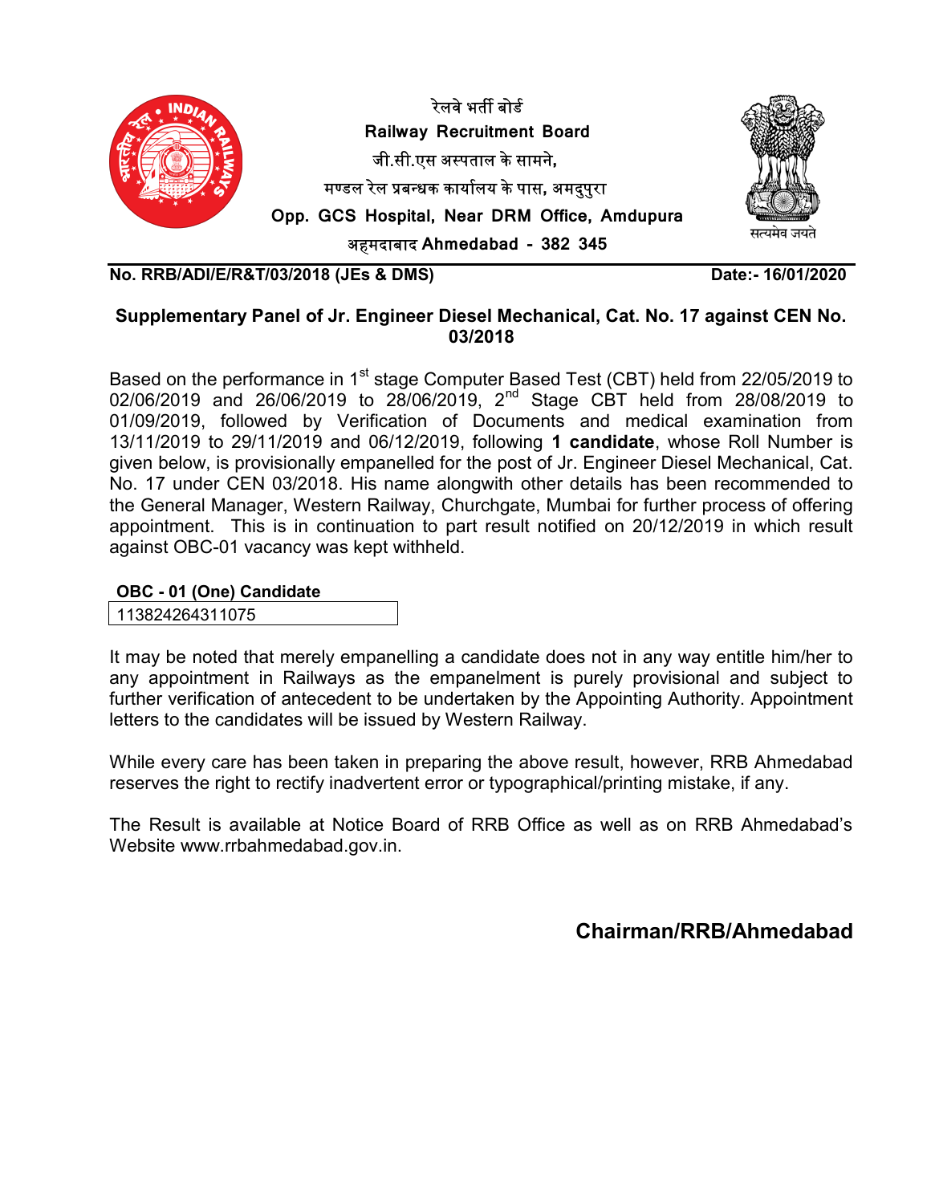रेलवे भर्ती बोर्ड

**Railway Recruitment Board**

जी.सी.एस अस्पताल के सामने,

मण्डल रेल प्रबन्धक कार्यालय के पास, अमदुपुरा

**Opp. GCS Hospital, Near DRM Office, Amdupura**

अहमदाबाद **Ahmedabad - 382 345**

सत्यमेव जयते

**No. RRB/ADI/E/R&T/03/2018 (JEs & DMS)** **Date:- 16/01/2020**

## Supplementary Panel of Jr. Engineer Diesel Mechanical, Cat. No. 17 against CEN No. 03/2018

Based on the performance in 1st stage Computer Based Test (CBT) held from 22/05/2019 to 02/06/2019 and 26/06/2019 to 28/06/2019, 2nd Stage CBT held from 28/08/2019 to 01/09/2019, followed by Verification of Documents and medical examination from 13/11/2019 to 29/11/2019 and 06/12/2019, following **1 candidate**, whose Roll Number is given below, is provisionally empanelled for the post of Jr. Engineer Diesel Mechanical, Cat. No. 17 under CEN 03/2018. His name alongwith other details has been recommended to the General Manager, Western Railway, Churchgate, Mumbai for further process of offering appointment. This is in continuation to part result notified on 20/12/2019 in which result against OBC-01 vacancy was kept withheld.

| OBC - 01 (One) Candidate |
|---|
| 113824264311075 |

It may be noted that merely empanelling a candidate does not in any way entitle him/her to any appointment in Railways as the empanelment is purely provisional and subject to further verification of antecedent to be undertaken by the Appointing Authority. Appointment letters to the candidates will be issued by Western Railway.

While every care has been taken in preparing the above result, however, RRB Ahmedabad reserves the right to rectify inadvertent error or typographical/printing mistake, if any.

The Result is available at Notice Board of RRB Office as well as on RRB Ahmedabad's Website www.rrbahmedabad.gov.in.

**Chairman/RRB/Ahmedabad**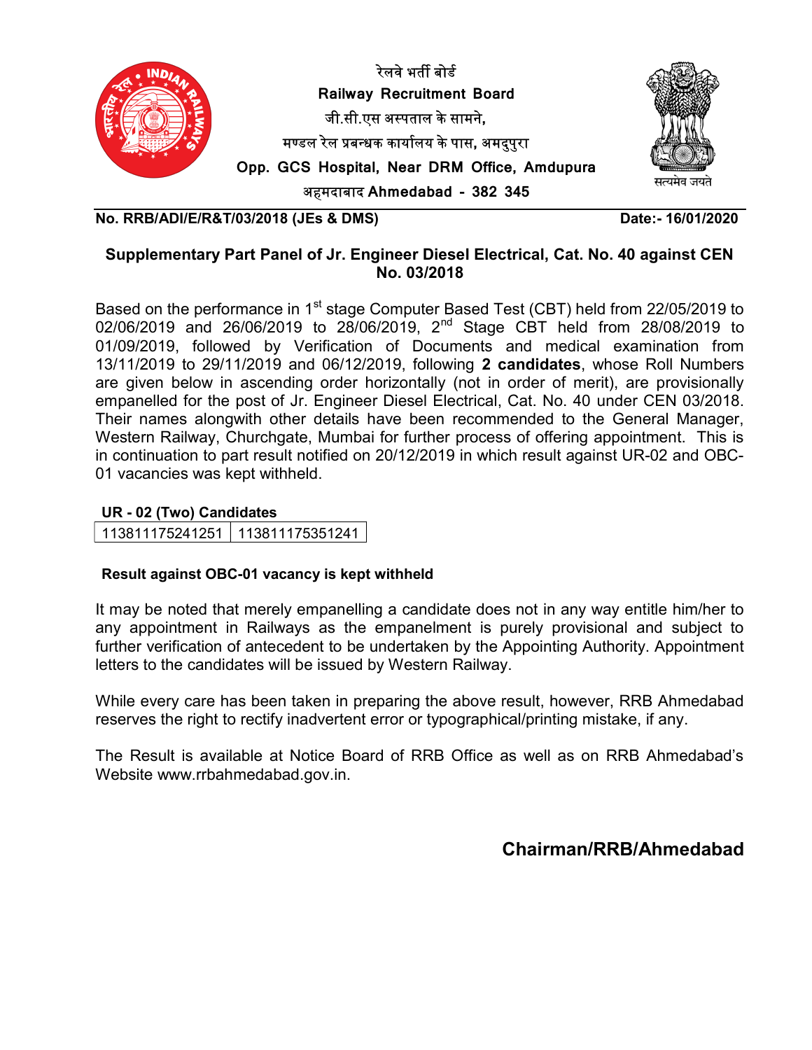रेलवे भर्ती बोर्ड

**Railway Recruitment Board**

जी.सी.एस अस्पताल के सामने,

मण्डल रेल प्रबन्धक कार्यालय के पास, अमदुपुरा

**Opp. GCS Hospital, Near DRM Office, Amdupura**

अहमदाबाद **Ahmedabad - 382 345**

सत्यमेव जयते

**No. RRB/ADI/E/R&T/03/2018 (JEs & DMS)** **Date:- 16/01/2020**

## Supplementary Part Panel of Jr. Engineer Diesel Electrical, Cat. No. 40 against CEN No. 03/2018

Based on the performance in 1st stage Computer Based Test (CBT) held from 22/05/2019 to 02/06/2019 and 26/06/2019 to 28/06/2019, 2nd Stage CBT held from 28/08/2019 to 01/09/2019, followed by Verification of Documents and medical examination from 13/11/2019 to 29/11/2019 and 06/12/2019, following **2 candidates**, whose Roll Numbers are given below in ascending order horizontally (not in order of merit), are provisionally empanelled for the post of Jr. Engineer Diesel Electrical, Cat. No. 40 under CEN 03/2018. Their names alongwith other details have been recommended to the General Manager, Western Railway, Churchgate, Mumbai for further process of offering appointment. This is in continuation to part result notified on 20/12/2019 in which result against UR-02 and OBC-01 vacancies was kept withheld.

**UR - 02 (Two) Candidates**

| 113811175241251 | 113811175351241 |
|---|---|

**Result against OBC-01 vacancy is kept withheld**

It may be noted that merely empanelling a candidate does not in any way entitle him/her to any appointment in Railways as the empanelment is purely provisional and subject to further verification of antecedent to be undertaken by the Appointing Authority. Appointment letters to the candidates will be issued by Western Railway.

While every care has been taken in preparing the above result, however, RRB Ahmedabad reserves the right to rectify inadvertent error or typographical/printing mistake, if any.

The Result is available at Notice Board of RRB Office as well as on RRB Ahmedabad's Website www.rrbahmedabad.gov.in.

**Chairman/RRB/Ahmedabad**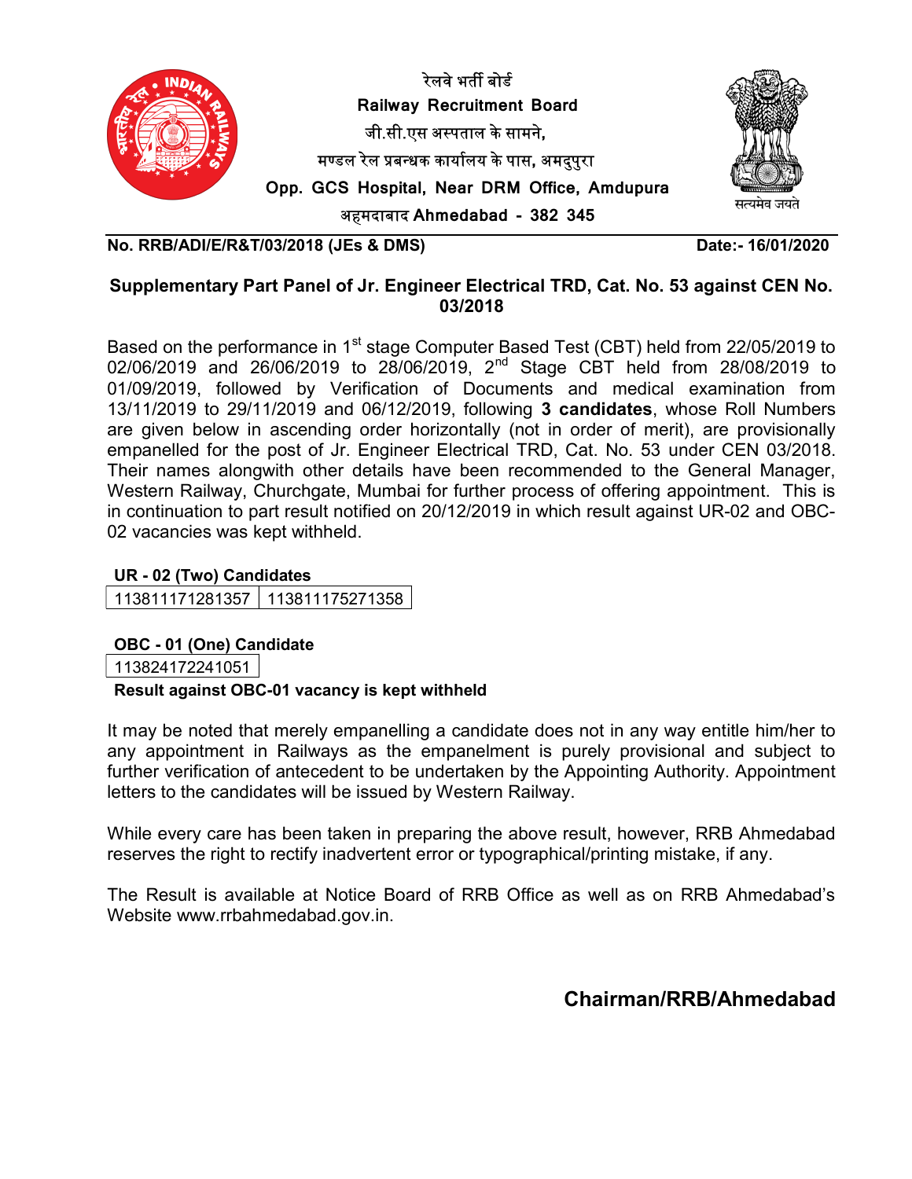रेलवे भर्ती बोर्ड

**Railway Recruitment Board**

जी.सी.एस अस्पताल के सामने,

मण्डल रेल प्रबन्धक कार्यालय के पास, अमदुपुरा

**Opp. GCS Hospital, Near DRM Office, Amdupura**

अहमदाबाद **Ahmedabad - 382 345**

सत्यमेव जयते

**No. RRB/ADI/E/R&T/03/2018 (JEs & DMS)** **Date:- 16/01/2020**

**Supplementary Part Panel of Jr. Engineer Electrical TRD, Cat. No. 53 against CEN No. 03/2018**

Based on the performance in 1st stage Computer Based Test (CBT) held from 22/05/2019 to 02/06/2019 and 26/06/2019 to 28/06/2019, 2nd Stage CBT held from 28/08/2019 to 01/09/2019, followed by Verification of Documents and medical examination from 13/11/2019 to 29/11/2019 and 06/12/2019, following **3 candidates**, whose Roll Numbers are given below in ascending order horizontally (not in order of merit), are provisionally empanelled for the post of Jr. Engineer Electrical TRD, Cat. No. 53 under CEN 03/2018. Their names alongwith other details have been recommended to the General Manager, Western Railway, Churchgate, Mumbai for further process of offering appointment. This is in continuation to part result notified on 20/12/2019 in which result against UR-02 and OBC-02 vacancies was kept withheld.

**UR - 02 (Two) Candidates**

| 113811171281357 | 113811175271358 |
|---|---|

**OBC - 01 (One) Candidate**

| 113824172241051 |
|---|

**Result against OBC-01 vacancy is kept withheld**

It may be noted that merely empanelling a candidate does not in any way entitle him/her to any appointment in Railways as the empanelment is purely provisional and subject to further verification of antecedent to be undertaken by the Appointing Authority. Appointment letters to the candidates will be issued by Western Railway.

While every care has been taken in preparing the above result, however, RRB Ahmedabad reserves the right to rectify inadvertent error or typographical/printing mistake, if any.

The Result is available at Notice Board of RRB Office as well as on RRB Ahmedabad's Website www.rrbahmedabad.gov.in.

**Chairman/RRB/Ahmedabad**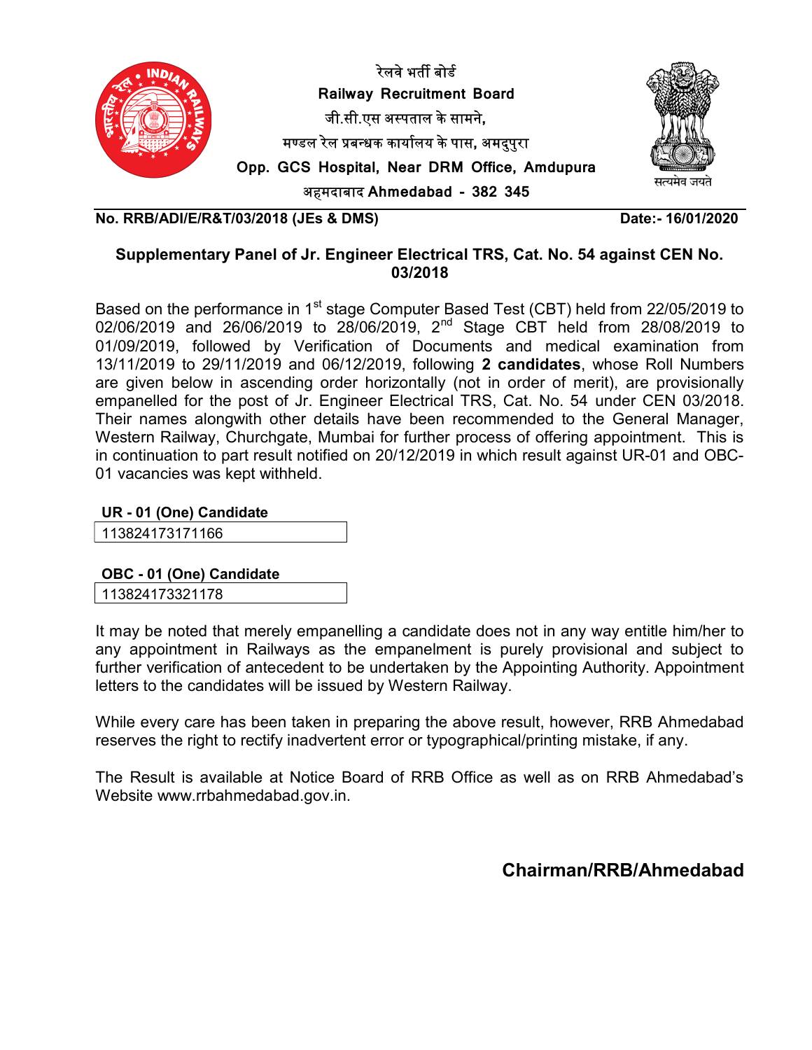रेलवे भर्ती बोर्ड
**Railway Recruitment Board**
जी.सी.एस अस्पताल के सामने,
मण्डल रेल प्रबन्धक कार्यालय के पास, अमदुपुरा
**Opp. GCS Hospital, Near DRM Office, Amdupura**
अहमदाबाद **Ahmedabad - 382 345**

सत्यमेव जयते

**No. RRB/ADI/E/R&T/03/2018 (JEs & DMS)** **Date:- 16/01/2020**

## Supplementary Panel of Jr. Engineer Electrical TRS, Cat. No. 54 against CEN No. 03/2018

Based on the performance in 1st stage Computer Based Test (CBT) held from 22/05/2019 to 02/06/2019 and 26/06/2019 to 28/06/2019, 2nd Stage CBT held from 28/08/2019 to 01/09/2019, followed by Verification of Documents and medical examination from 13/11/2019 to 29/11/2019 and 06/12/2019, following **2 candidates**, whose Roll Numbers are given below in ascending order horizontally (not in order of merit), are provisionally empanelled for the post of Jr. Engineer Electrical TRS, Cat. No. 54 under CEN 03/2018. Their names alongwith other details have been recommended to the General Manager, Western Railway, Churchgate, Mumbai for further process of offering appointment. This is in continuation to part result notified on 20/12/2019 in which result against UR-01 and OBC-01 vacancies was kept withheld.

**UR - 01 (One) Candidate**

| 113824173171166 |
|---|

**OBC - 01 (One) Candidate**

| 113824173321178 |
|---|

It may be noted that merely empanelling a candidate does not in any way entitle him/her to any appointment in Railways as the empanelment is purely provisional and subject to further verification of antecedent to be undertaken by the Appointing Authority. Appointment letters to the candidates will be issued by Western Railway.

While every care has been taken in preparing the above result, however, RRB Ahmedabad reserves the right to rectify inadvertent error or typographical/printing mistake, if any.

The Result is available at Notice Board of RRB Office as well as on RRB Ahmedabad's Website www.rrbahmedabad.gov.in.

**Chairman/RRB/Ahmedabad**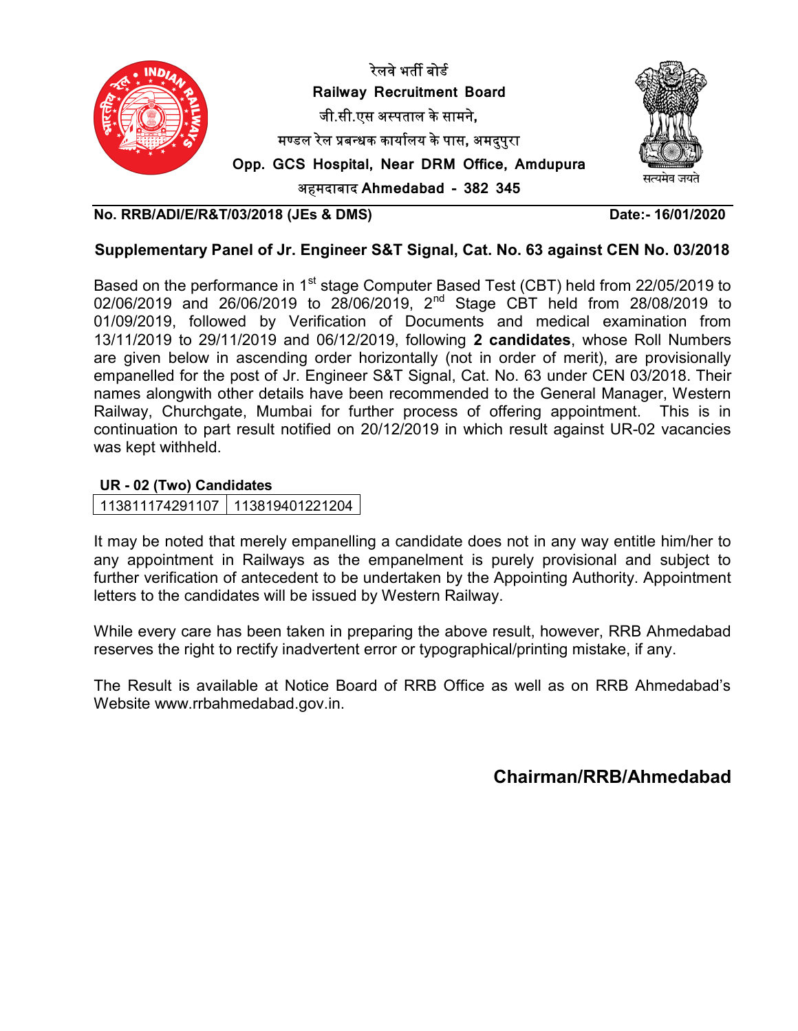रेलवे भर्ती बोर्ड

**Railway Recruitment Board**

जी.सी.एस अस्पताल के सामने,

मण्डल रेल प्रबन्धक कार्यालय के पास, अमदुपुरा

**Opp. GCS Hospital, Near DRM Office, Amdupura**

अहमदाबाद **Ahmedabad - 382 345**

सत्यमेव जयते

**No. RRB/ADI/E/R&T/03/2018 (JEs & DMS)** **Date:- 16/01/2020**

## Supplementary Panel of Jr. Engineer S&T Signal, Cat. No. 63 against CEN No. 03/2018

Based on the performance in 1st stage Computer Based Test (CBT) held from 22/05/2019 to 02/06/2019 and 26/06/2019 to 28/06/2019, 2nd Stage CBT held from 28/08/2019 to 01/09/2019, followed by Verification of Documents and medical examination from 13/11/2019 to 29/11/2019 and 06/12/2019, following **2 candidates**, whose Roll Numbers are given below in ascending order horizontally (not in order of merit), are provisionally empanelled for the post of Jr. Engineer S&T Signal, Cat. No. 63 under CEN 03/2018. Their names alongwith other details have been recommended to the General Manager, Western Railway, Churchgate, Mumbai for further process of offering appointment. This is in continuation to part result notified on 20/12/2019 in which result against UR-02 vacancies was kept withheld.

**UR - 02 (Two) Candidates**

| 113811174291107 | 113819401221204 |
|---|---|

It may be noted that merely empanelling a candidate does not in any way entitle him/her to any appointment in Railways as the empanelment is purely provisional and subject to further verification of antecedent to be undertaken by the Appointing Authority. Appointment letters to the candidates will be issued by Western Railway.

While every care has been taken in preparing the above result, however, RRB Ahmedabad reserves the right to rectify inadvertent error or typographical/printing mistake, if any.

The Result is available at Notice Board of RRB Office as well as on RRB Ahmedabad's Website www.rrbahmedabad.gov.in.

**Chairman/RRB/Ahmedabad**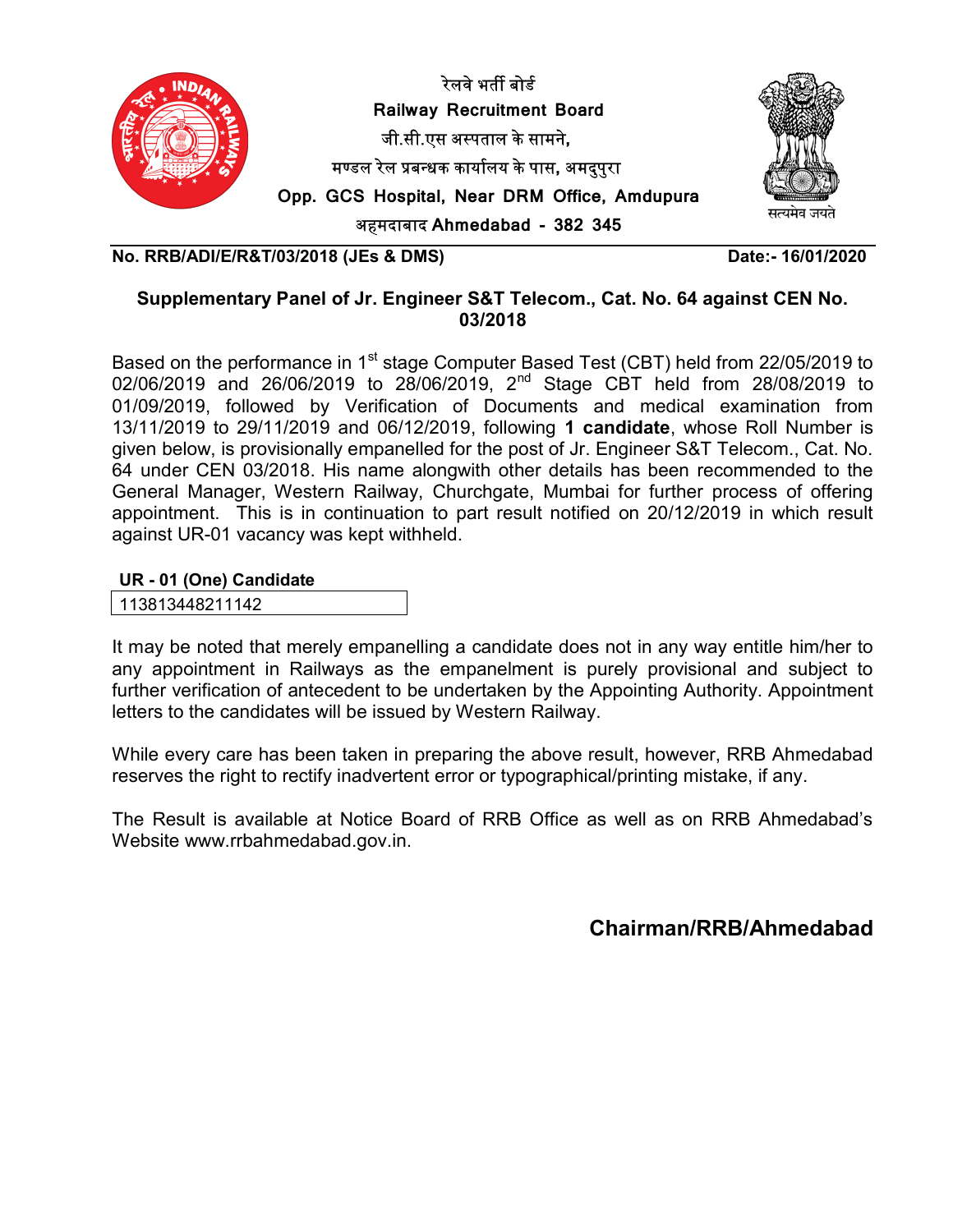रेलवे भर्ती बोर्ड

**Railway Recruitment Board**

जी.सी.एस अस्पताल के सामने,

मण्डल रेल प्रबन्धक कार्यालय के पास, अमदुपुरा

**Opp. GCS Hospital, Near DRM Office, Amdupura**

अहमदाबाद **Ahmedabad - 382 345**

सत्यमेव जयते

**No. RRB/ADI/E/R&T/03/2018 (JEs & DMS)** **Date:- 16/01/2020**

**Supplementary Panel of Jr. Engineer S&T Telecom., Cat. No. 64 against CEN No. 03/2018**

Based on the performance in 1st stage Computer Based Test (CBT) held from 22/05/2019 to 02/06/2019 and 26/06/2019 to 28/06/2019, 2nd Stage CBT held from 28/08/2019 to 01/09/2019, followed by Verification of Documents and medical examination from 13/11/2019 to 29/11/2019 and 06/12/2019, following **1 candidate**, whose Roll Number is given below, is provisionally empanelled for the post of Jr. Engineer S&T Telecom., Cat. No. 64 under CEN 03/2018. His name alongwith other details has been recommended to the General Manager, Western Railway, Churchgate, Mumbai for further process of offering appointment. This is in continuation to part result notified on 20/12/2019 in which result against UR-01 vacancy was kept withheld.

| **UR - 01 (One) Candidate** |
|---|
| 113813448211142 |

It may be noted that merely empanelling a candidate does not in any way entitle him/her to any appointment in Railways as the empanelment is purely provisional and subject to further verification of antecedent to be undertaken by the Appointing Authority. Appointment letters to the candidates will be issued by Western Railway.

While every care has been taken in preparing the above result, however, RRB Ahmedabad reserves the right to rectify inadvertent error or typographical/printing mistake, if any.

The Result is available at Notice Board of RRB Office as well as on RRB Ahmedabad's Website www.rrbahmedabad.gov.in.

**Chairman/RRB/Ahmedabad**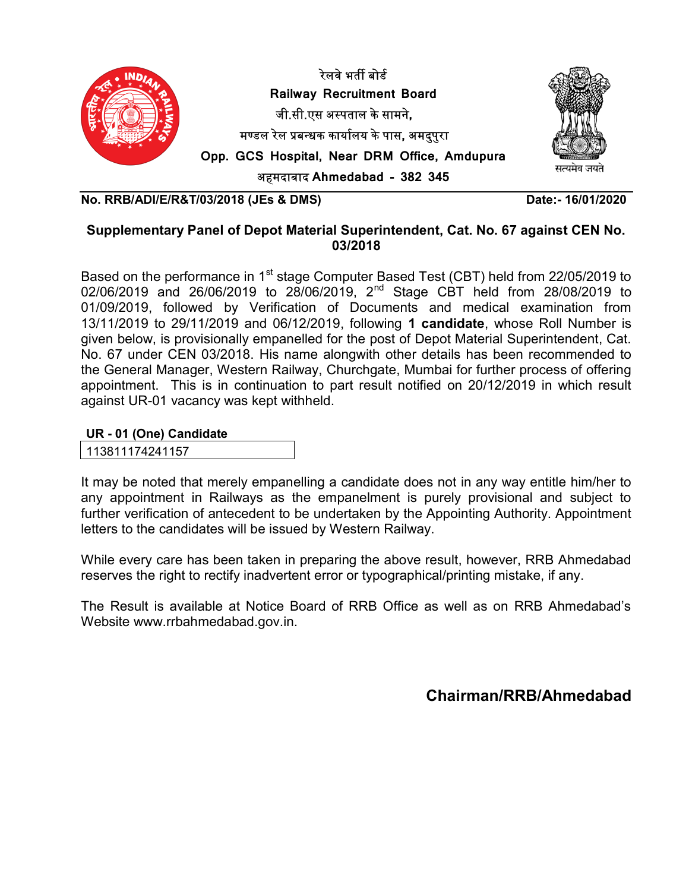रेलवे भर्ती बोर्ड

**Railway Recruitment Board**

जी.सी.एस अस्पताल के सामने,

मण्डल रेल प्रबन्धक कार्यालय के पास, अमदुपुरा

**Opp. GCS Hospital, Near DRM Office, Amdupura**

अहमदाबाद **Ahmedabad - 382 345**

सत्यमेव जयते

**No. RRB/ADI/E/R&T/03/2018 (JEs & DMS)** **Date:- 16/01/2020**

**Supplementary Panel of Depot Material Superintendent, Cat. No. 67 against CEN No. 03/2018**

Based on the performance in 1st stage Computer Based Test (CBT) held from 22/05/2019 to 02/06/2019 and 26/06/2019 to 28/06/2019, 2nd Stage CBT held from 28/08/2019 to 01/09/2019, followed by Verification of Documents and medical examination from 13/11/2019 to 29/11/2019 and 06/12/2019, following **1 candidate**, whose Roll Number is given below, is provisionally empanelled for the post of Depot Material Superintendent, Cat. No. 67 under CEN 03/2018. His name alongwith other details has been recommended to the General Manager, Western Railway, Churchgate, Mumbai for further process of offering appointment. This is in continuation to part result notified on 20/12/2019 in which result against UR-01 vacancy was kept withheld.

**UR - 01 (One) Candidate**

| |
|---|
| 113811174241157 |

It may be noted that merely empanelling a candidate does not in any way entitle him/her to any appointment in Railways as the empanelment is purely provisional and subject to further verification of antecedent to be undertaken by the Appointing Authority. Appointment letters to the candidates will be issued by Western Railway.

While every care has been taken in preparing the above result, however, RRB Ahmedabad reserves the right to rectify inadvertent error or typographical/printing mistake, if any.

The Result is available at Notice Board of RRB Office as well as on RRB Ahmedabad's Website www.rrbahmedabad.gov.in.

**Chairman/RRB/Ahmedabad**